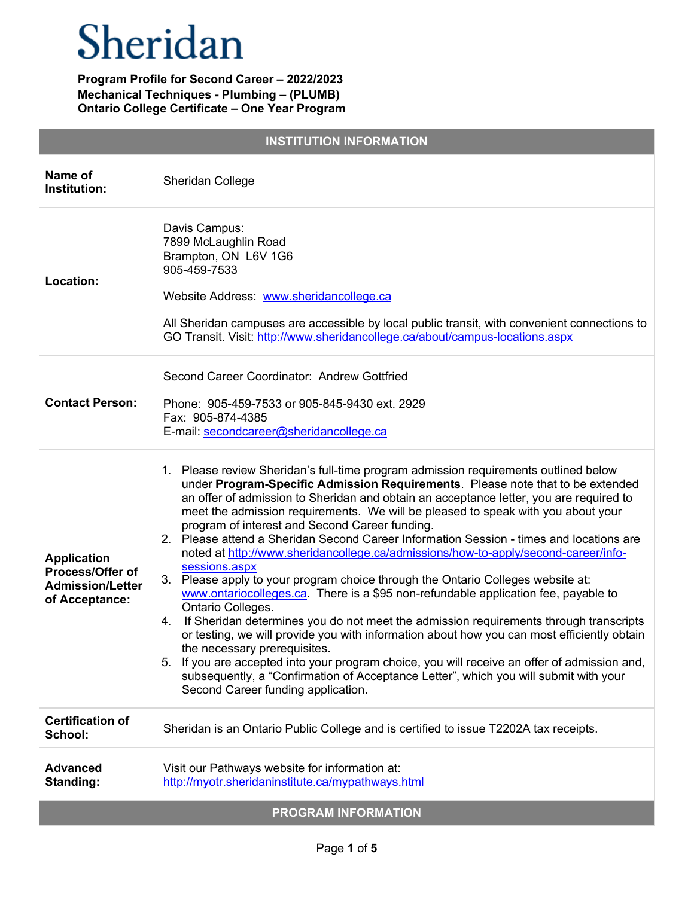# Sheridan

**Program Profile for Second Career – 2022/2023**
**Mechanical Techniques - Plumbing – (PLUMB)**
**Ontario College Certificate – One Year Program**

| INSTITUTION INFORMATION | |
|---|---|
| **Name of Institution:** | Sheridan College |
| **Location:** | Davis Campus:<br>7899 McLaughlin Road<br>Brampton, ON L6V 1G6<br>905-459-7533<br><br>Website Address: [www.sheridancollege.ca](http://www.sheridancollege.ca)<br><br>All Sheridan campuses are accessible by local public transit, with convenient connections to GO Transit. Visit: [http://www.sheridancollege.ca/about/campus-locations.aspx](http://www.sheridancollege.ca/about/campus-locations.aspx) |
| **Contact Person:** | Second Career Coordinator: Andrew Gottfried<br><br>Phone: 905-459-7533 or 905-845-9430 ext. 2929<br>Fax: 905-874-4385<br>E-mail: [secondcareer@sheridancollege.ca](mailto:secondcareer@sheridancollege.ca) |
| **Application Process/Offer of Admission/Letter of Acceptance:** | 1. Please review Sheridan's full-time program admission requirements outlined below under **Program-Specific Admission Requirements**. Please note that to be extended an offer of admission to Sheridan and obtain an acceptance letter, you are required to meet the admission requirements. We will be pleased to speak with you about your program of interest and Second Career funding.<br>2. Please attend a Sheridan Second Career Information Session - times and locations are noted at [http://www.sheridancollege.ca/admissions/how-to-apply/second-career/info-sessions.aspx](http://www.sheridancollege.ca/admissions/how-to-apply/second-career/info-sessions.aspx)<br>3. Please apply to your program choice through the Ontario Colleges website at: [www.ontariocolleges.ca](http://www.ontariocolleges.ca). There is a $95 non-refundable application fee, payable to Ontario Colleges.<br>4. If Sheridan determines you do not meet the admission requirements through transcripts or testing, we will provide you with information about how you can most efficiently obtain the necessary prerequisites.<br>5. If you are accepted into your program choice, you will receive an offer of admission and, subsequently, a "Confirmation of Acceptance Letter", which you will submit with your Second Career funding application. |
| **Certification of School:** | Sheridan is an Ontario Public College and is certified to issue T2202A tax receipts. |
| **Advanced Standing:** | Visit our Pathways website for information at:<br>[http://myotr.sheridaninstitute.ca/mypathways.html](http://myotr.sheridaninstitute.ca/mypathways.html) |

| PROGRAM INFORMATION |
|---|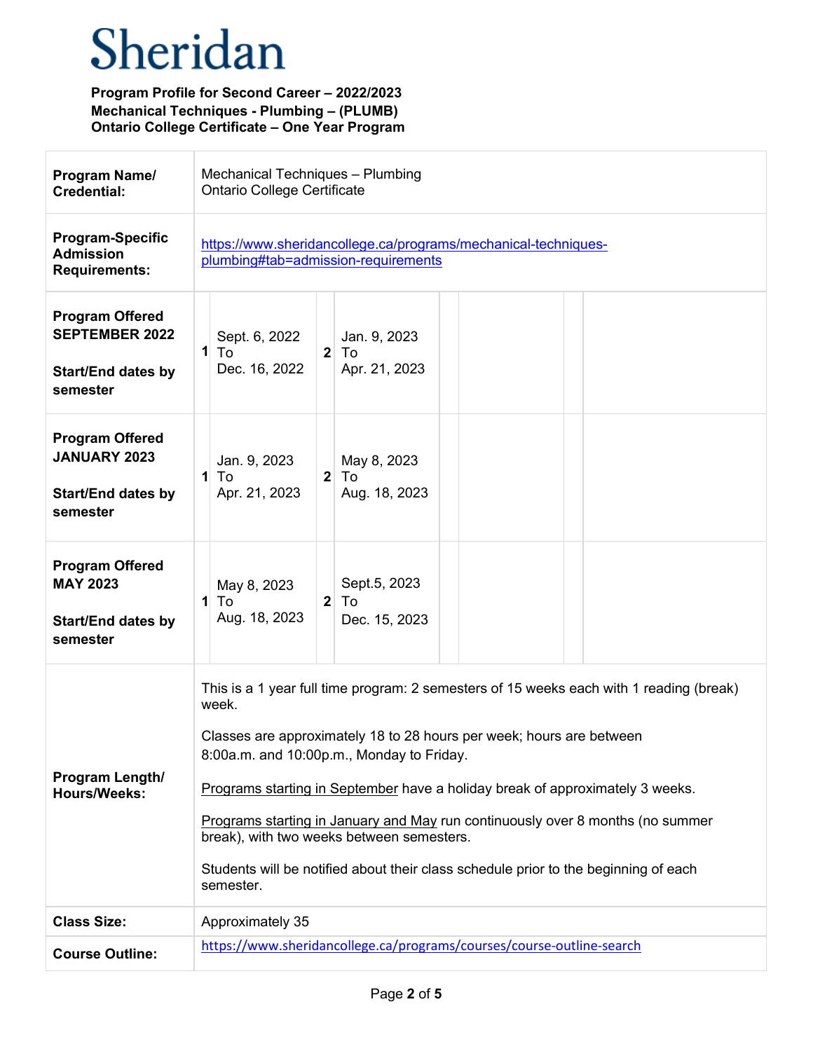# Sheridan

**Program Profile for Second Career – 2022/2023**
**Mechanical Techniques - Plumbing – (PLUMB)**
**Ontario College Certificate – One Year Program**

| | | | | |
|---|---|---|---|---|
| **Program Name/ Credential:** | Mechanical Techniques – Plumbing<br>Ontario College Certificate | | | |
| **Program-Specific Admission Requirements:** | [https://www.sheridancollege.ca/programs/mechanical-techniques-plumbing#tab=admission-requirements](https://www.sheridancollege.ca/programs/mechanical-techniques-plumbing#tab=admission-requirements) | | | |
| **Program Offered SEPTEMBER 2022**<br><br>**Start/End dates by semester** | **1** Sept. 6, 2022 To Dec. 16, 2022 | **2** Jan. 9, 2023 To Apr. 21, 2023 | | |
| **Program Offered JANUARY 2023**<br><br>**Start/End dates by semester** | **1** Jan. 9, 2023 To Apr. 21, 2023 | **2** May 8, 2023 To Aug. 18, 2023 | | |
| **Program Offered MAY 2023**<br><br>**Start/End dates by semester** | **1** May 8, 2023 To Aug. 18, 2023 | **2** Sept.5, 2023 To Dec. 15, 2023 | | |
| **Program Length/ Hours/Weeks:** | This is a 1 year full time program: 2 semesters of 15 weeks each with 1 reading (break) week.<br><br>Classes are approximately 18 to 28 hours per week; hours are between 8:00a.m. and 10:00p.m., Monday to Friday.<br><br>Programs starting in September have a holiday break of approximately 3 weeks.<br><br>Programs starting in January and May run continuously over 8 months (no summer break), with two weeks between semesters.<br><br>Students will be notified about their class schedule prior to the beginning of each semester. | | | |
| **Class Size:** | Approximately 35 | | | |
| **Course Outline:** | [https://www.sheridancollege.ca/programs/courses/course-outline-search](https://www.sheridancollege.ca/programs/courses/course-outline-search) | | | |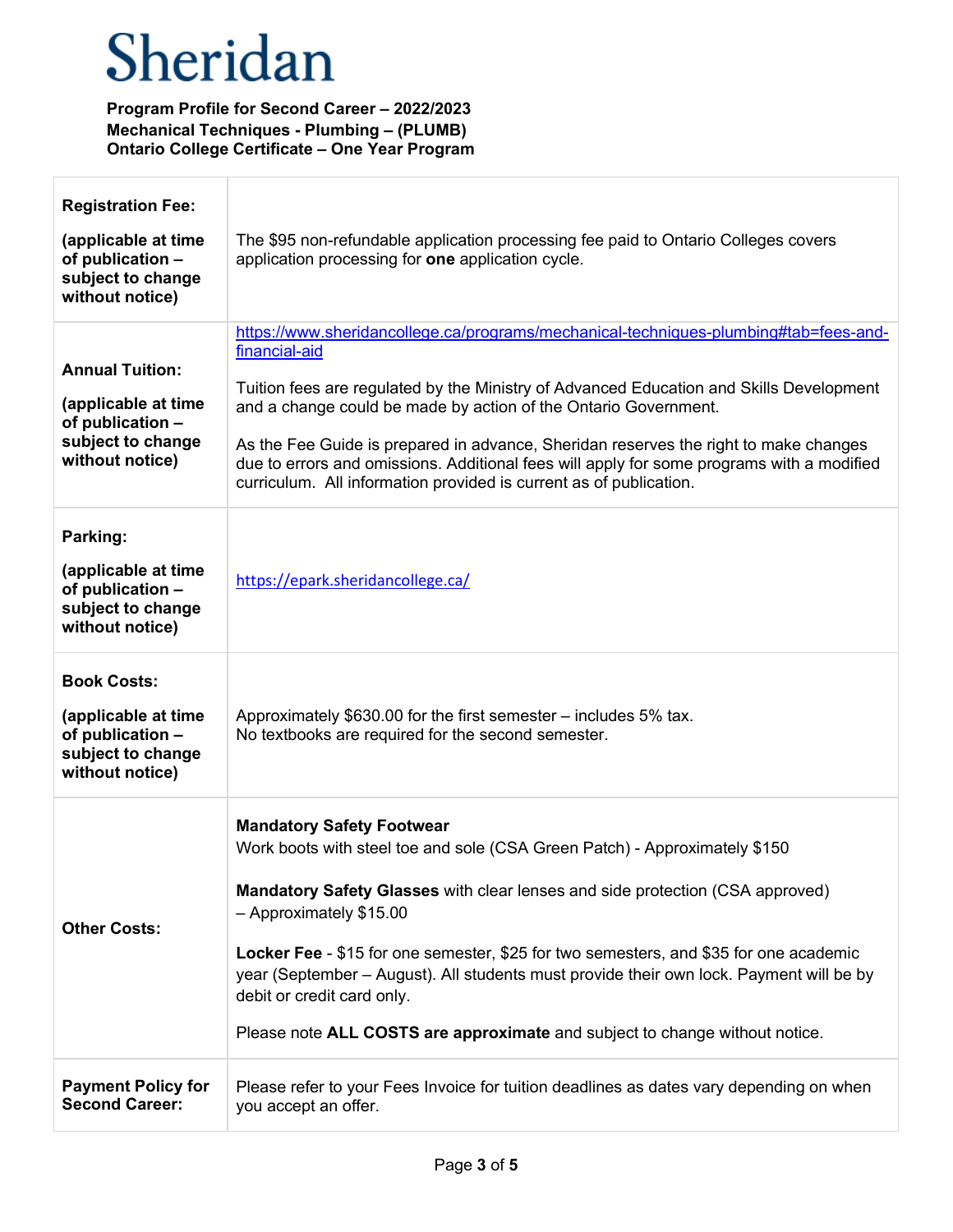# Sheridan

**Program Profile for Second Career – 2022/2023**
**Mechanical Techniques - Plumbing – (PLUMB)**
**Ontario College Certificate – One Year Program**

| | |
|---|---|
| **Registration Fee:**<br><br>**(applicable at time of publication – subject to change without notice)** | The $95 non-refundable application processing fee paid to Ontario Colleges covers application processing for **one** application cycle. |
| **Annual Tuition:**<br><br>**(applicable at time of publication – subject to change without notice)** | https://www.sheridancollege.ca/programs/mechanical-techniques-plumbing#tab=fees-and-financial-aid<br><br>Tuition fees are regulated by the Ministry of Advanced Education and Skills Development and a change could be made by action of the Ontario Government.<br><br>As the Fee Guide is prepared in advance, Sheridan reserves the right to make changes due to errors and omissions. Additional fees will apply for some programs with a modified curriculum. All information provided is current as of publication. |
| **Parking:**<br><br>**(applicable at time of publication – subject to change without notice)** | https://epark.sheridancollege.ca/ |
| **Book Costs:**<br><br>**(applicable at time of publication – subject to change without notice)** | Approximately $630.00 for the first semester – includes 5% tax.<br>No textbooks are required for the second semester. |
| **Other Costs:** | **Mandatory Safety Footwear**<br>Work boots with steel toe and sole (CSA Green Patch) - Approximately $150<br><br>**Mandatory Safety Glasses** with clear lenses and side protection (CSA approved) – Approximately $15.00<br><br>**Locker Fee** - $15 for one semester, $25 for two semesters, and $35 for one academic year (September – August). All students must provide their own lock. Payment will be by debit or credit card only.<br><br>Please note **ALL COSTS are approximate** and subject to change without notice. |
| **Payment Policy for Second Career:** | Please refer to your Fees Invoice for tuition deadlines as dates vary depending on when you accept an offer. |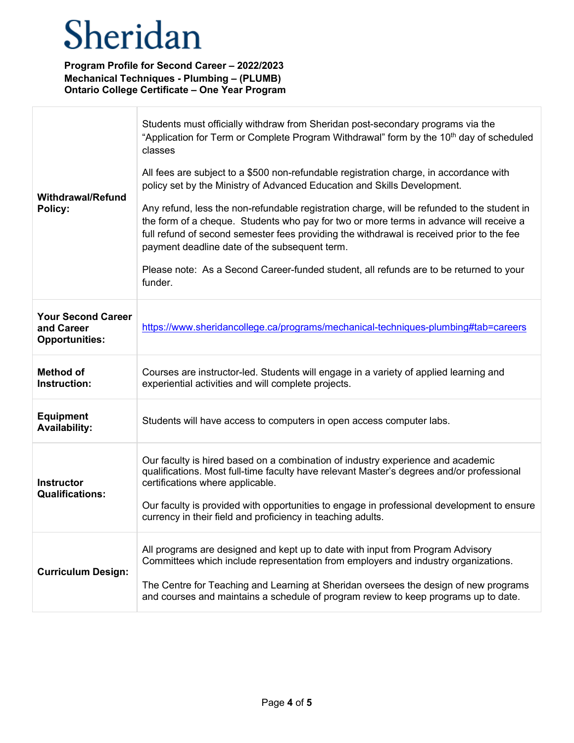# Sheridan

**Program Profile for Second Career – 2022/2023**
**Mechanical Techniques - Plumbing – (PLUMB)**
**Ontario College Certificate – One Year Program**

| | |
|---|---|
| **Withdrawal/Refund Policy:** | Students must officially withdraw from Sheridan post-secondary programs via the "Application for Term or Complete Program Withdrawal" form by the 10th day of scheduled classes<br><br>All fees are subject to a $500 non-refundable registration charge, in accordance with policy set by the Ministry of Advanced Education and Skills Development.<br><br>Any refund, less the non-refundable registration charge, will be refunded to the student in the form of a cheque. Students who pay for two or more terms in advance will receive a full refund of second semester fees providing the withdrawal is received prior to the fee payment deadline date of the subsequent term.<br><br>Please note: As a Second Career-funded student, all refunds are to be returned to your funder. |
| **Your Second Career and Career Opportunities:** | https://www.sheridancollege.ca/programs/mechanical-techniques-plumbing#tab=careers |
| **Method of Instruction:** | Courses are instructor-led. Students will engage in a variety of applied learning and experiential activities and will complete projects. |
| **Equipment Availability:** | Students will have access to computers in open access computer labs. |
| **Instructor Qualifications:** | Our faculty is hired based on a combination of industry experience and academic qualifications. Most full-time faculty have relevant Master's degrees and/or professional certifications where applicable.<br><br>Our faculty is provided with opportunities to engage in professional development to ensure currency in their field and proficiency in teaching adults. |
| **Curriculum Design:** | All programs are designed and kept up to date with input from Program Advisory Committees which include representation from employers and industry organizations.<br><br>The Centre for Teaching and Learning at Sheridan oversees the design of new programs and courses and maintains a schedule of program review to keep programs up to date. |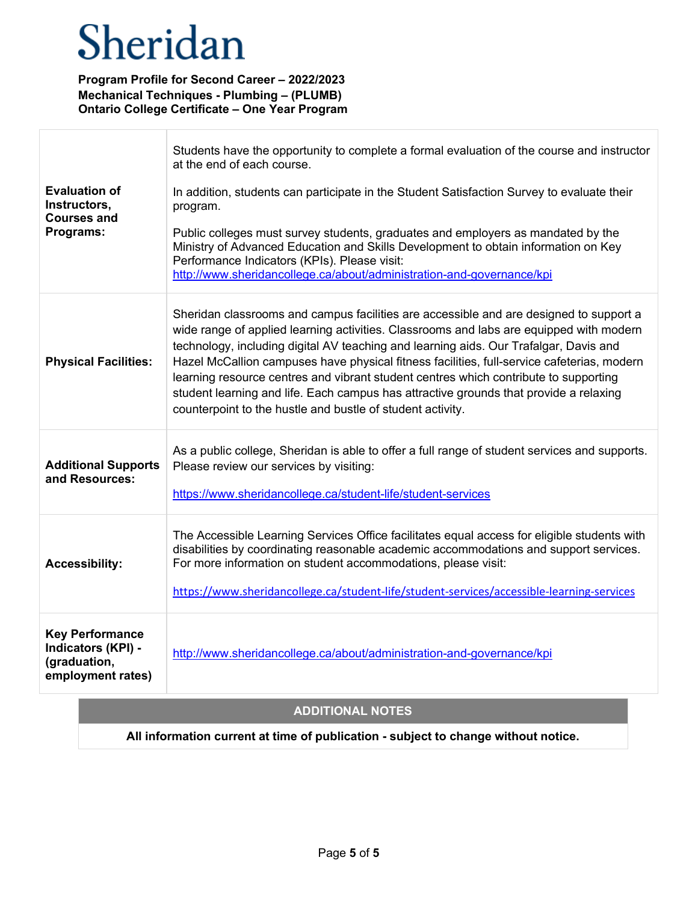# Sheridan

**Program Profile for Second Career – 2022/2023**
**Mechanical Techniques - Plumbing – (PLUMB)**
**Ontario College Certificate – One Year Program**

| | |
|---|---|
| **Evaluation of Instructors, Courses and Programs:** | Students have the opportunity to complete a formal evaluation of the course and instructor at the end of each course.<br><br>In addition, students can participate in the Student Satisfaction Survey to evaluate their program.<br><br>Public colleges must survey students, graduates and employers as mandated by the Ministry of Advanced Education and Skills Development to obtain information on Key Performance Indicators (KPIs). Please visit: http://www.sheridancollege.ca/about/administration-and-governance/kpi |
| **Physical Facilities:** | Sheridan classrooms and campus facilities are accessible and are designed to support a wide range of applied learning activities. Classrooms and labs are equipped with modern technology, including digital AV teaching and learning aids. Our Trafalgar, Davis and Hazel McCallion campuses have physical fitness facilities, full-service cafeterias, modern learning resource centres and vibrant student centres which contribute to supporting student learning and life. Each campus has attractive grounds that provide a relaxing counterpoint to the hustle and bustle of student activity. |
| **Additional Supports and Resources:** | As a public college, Sheridan is able to offer a full range of student services and supports. Please review our services by visiting:<br><br>https://www.sheridancollege.ca/student-life/student-services |
| **Accessibility:** | The Accessible Learning Services Office facilitates equal access for eligible students with disabilities by coordinating reasonable academic accommodations and support services. For more information on student accommodations, please visit:<br><br>https://www.sheridancollege.ca/student-life/student-services/accessible-learning-services |
| **Key Performance Indicators (KPI) - (graduation, employment rates)** | http://www.sheridancollege.ca/about/administration-and-governance/kpi |

| ADDITIONAL NOTES |
|---|
| **All information current at time of publication - subject to change without notice.** |